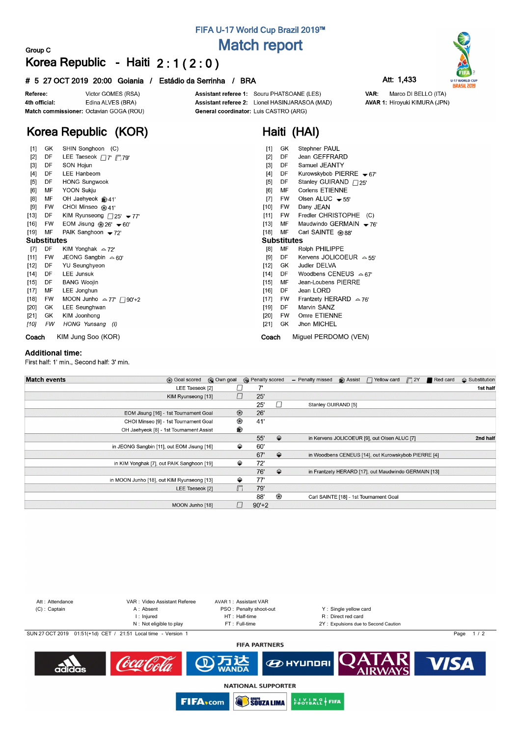FIFA U-17 World Cup Brazil 2019™

# Match report

Group C

## Korea Republic - Haiti 2 : 1 ( 2 : 0 )

# 5 27 OCT 2019 20:00 Goiania / Estádio da Serrinha / BRA

Att: 1,433

| | | | | | |
|---|---|---|---|---|---|
| **Referee:** | Victor GOMES (RSA) | **Assistant referee 1:** | Souru PHATSOANE (LES) | **VAR:** | Marco DI BELLO (ITA) |
| **4th official:** | Edina ALVES (BRA) | **Assistant referee 2:** | Lionel HASINJARASOA (MAD) | **AVAR 1:** | Hiroyuki KIMURA (JPN) |
| **Match commissioner:** | Octavian GOGA (ROU) | **General coordinator:** | Luis CASTRO (ARG) | | |

## Korea Republic (KOR)

| No. | Pos | Name | Events |
|---|---|---|---|
| [1] | GK | SHIN Songhoon (C) | |
| [2] | DF | LEE Taeseok | Yellow 7', 2Y 79' |
| [3] | DF | SON Hojun | |
| [4] | DF | LEE Hanbeom | |
| [5] | DF | HONG Sungwook | |
| [6] | MF | YOON Sukju | |
| [8] | MF | OH Jaehyeok | Assist 41' |
| [9] | FW | CHOI Minseo | Goal 41' |
| [13] | DF | KIM Ryunseong | Yellow 25', Out 77' |
| [16] | FW | EOM Jisung | Goal 26', Out 60' |
| [19] | MF | PAIK Sanghoon | Out 72' |

**Substitutes**

| No. | Pos | Name | Events |
|---|---|---|---|
| [7] | DF | KIM Yonghak | In 72' |
| [11] | FW | JEONG Sangbin | In 60' |
| [12] | DF | YU Seunghyeon | |
| [14] | DF | LEE Junsuk | |
| [15] | DF | BANG Woojin | |
| [17] | MF | LEE Jonghun | |
| [18] | FW | MOON Junho | In 77', Yellow 90'+2 |
| [20] | GK | LEE Seunghwan | |
| [21] | GK | KIM Joonhong | |
| *[10]* | *FW* | *HONG Yunsang (I)* | |

**Coach** KIM Jung Soo (KOR)

## Haiti (HAI)

| No. | Pos | Name | Events |
|---|---|---|---|
| [1] | GK | Stephner PAUL | |
| [2] | DF | Jean GEFFRARD | |
| [3] | DF | Samuel JEANTY | |
| [4] | DF | Kurowskybob PIERRE | Out 67' |
| [5] | DF | Stanley GUIRAND | Yellow 25' |
| [6] | MF | Corlens ETIENNE | |
| [7] | FW | Olsen ALUC | Out 55' |
| [10] | FW | Dany JEAN | |
| [11] | FW | Fredler CHRISTOPHE (C) | |
| [13] | MF | Maudwindo GERMAIN | Out 76' |
| [18] | MF | Carl SAINTE | Goal 88' |

**Substitutes**

| No. | Pos | Name | Events |
|---|---|---|---|
| [8] | MF | Rolph PHILIPPE | |
| [9] | DF | Kervens JOLICOEUR | In 55' |
| [12] | GK | Judler DELVA | |
| [14] | DF | Woodbens CENEUS | In 67' |
| [15] | MF | Jean-Loubens PIERRE | |
| [16] | DF | Jean LORD | |
| [17] | FW | Frantzety HERARD | In 76' |
| [19] | DF | Marvin SANZ | |
| [20] | FW | Omre ETIENNE | |
| [21] | GK | Jhon MICHEL | |

**Coach** Miguel PERDOMO (VEN)

### Additional time:

First half: 1' min., Second half: 3' min.

## Match events

Legend: Goal scored, Own goal, Penalty scored, Penalty missed, Assist, Yellow card, 2Y, Red card, Substitution

| Korea Republic | Event | Minute | Event | Haiti | |
|---|---|---|---|---|---|
| LEE Taeseok [2] | Yellow card | 7' | | | 1st half |
| KIM Ryunseong [13] | Yellow card | 25' | | | |
| | | 25' | Yellow card | Stanley GUIRAND [5] | |
| EOM Jisung [16] - 1st Tournament Goal | Goal | 26' | | | |
| CHOI Minseo [9] - 1st Tournament Goal | Goal | 41' | | | |
| OH Jaehyeok [8] - 1st Tournament Assist | Assist | | | | |
| | | 55' | Substitution | in Kervens JOLICOEUR [9], out Olsen ALUC [7] | 2nd half |
| in JEONG Sangbin [11], out EOM Jisung [16] | Substitution | 60' | | | |
| | | 67' | Substitution | in Woodbens CENEUS [14], out Kurowskybob PIERRE [4] | |
| in KIM Yonghak [7], out PAIK Sanghoon [19] | Substitution | 72' | | | |
| | | 76' | Substitution | in Frantzety HERARD [17], out Maudwindo GERMAIN [13] | |
| in MOON Junho [18], out KIM Ryunseong [13] | Substitution | 77' | | | |
| LEE Taeseok [2] | 2Y | 79' | | | |
| | | 88' | Goal | Carl SAINTE [18] - 1st Tournament Goal | |
| MOON Junho [18] | Yellow card | 90'+2 | | | |

Att : Attendance — VAR : Video Assistant Referee — AVAR 1 : Assistant VAR — (C) : Captain — A : Absent — I : Injured — N : Not eligible to play — PSO : Penalty shoot-out — HT : Half-time — FT : Full-time — Y : Single yellow card — R : Direct red card — 2Y : Expulsions due to Second Caution

SUN 27 OCT 2019 01:51(+1d) CET / 21:51 Local time - Version 1

FIFA PARTNERS

NATIONAL SUPPORTER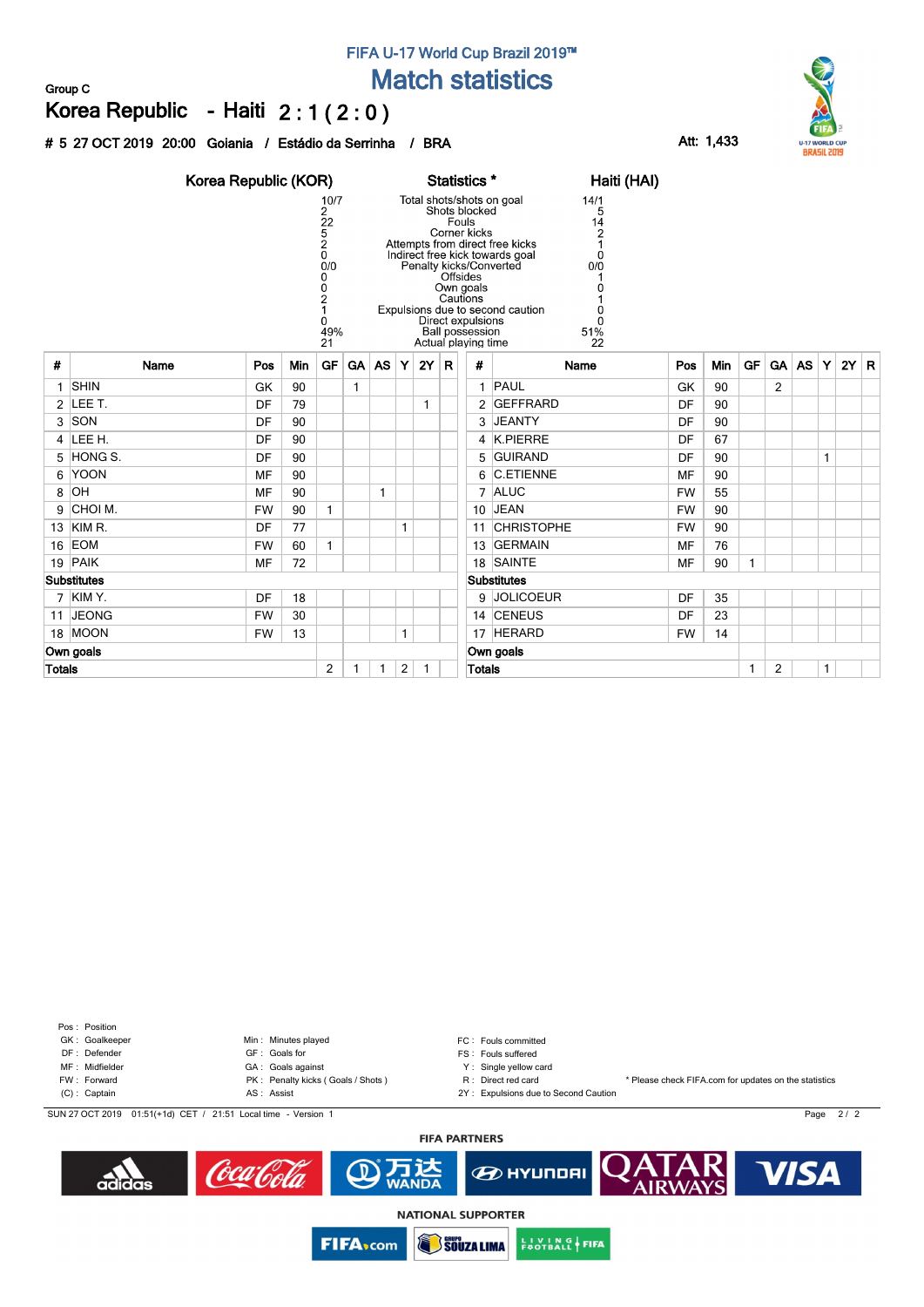# FIFA U-17 World Cup Brazil 2019™

## Match statistics

**Group C**

## Korea Republic - Haiti 2 : 1 ( 2 : 0 )

**# 5 27 OCT 2019 20:00 Goiania / Estádio da Serrinha / BRA** Att: 1,433

| Korea Republic (KOR) | Statistics * | Haiti (HAI) |
|---|---|---|
| 10/7 | Total shots/shots on goal | 14/1 |
| 2 | Shots blocked | 5 |
| 22 | Fouls | 14 |
| 5 | Corner kicks | 2 |
| 2 | Attempts from direct free kicks | 1 |
| 0 | Indirect free kick towards goal | 0 |
| 0/0 | Penalty kicks/Converted | 0/0 |
| 0 | Offsides | 1 |
| 0 | Own goals | 0 |
| 2 | Cautions | 1 |
| 1 | Expulsions due to second caution | 0 |
| 0 | Direct expulsions | 0 |
| 49% | Ball possession | 51% |
| 21 | Actual playing time | 22 |

| # | Name | Pos | Min | GF | GA | AS | Y | 2Y | R |
|---|---|---|---|---|---|---|---|---|---|
| 1 | SHIN | GK | 90 | | 1 | | | | |
| 2 | LEE T. | DF | 79 | | | | | 1 | |
| 3 | SON | DF | 90 | | | | | | |
| 4 | LEE H. | DF | 90 | | | | | | |
| 5 | HONG S. | DF | 90 | | | | | | |
| 6 | YOON | MF | 90 | | | | | | |
| 8 | OH | MF | 90 | | | 1 | | | |
| 9 | CHOI M. | FW | 90 | 1 | | | | | |
| 13 | KIM R. | DF | 77 | | | | 1 | | |
| 16 | EOM | FW | 60 | 1 | | | | | |
| 19 | PAIK | MF | 72 | | | | | | |
| **Substitutes** | | | | | | | | | |
| 7 | KIM Y. | DF | 18 | | | | | | |
| 11 | JEONG | FW | 30 | | | | | | |
| 18 | MOON | FW | 13 | | | | 1 | | |
| **Own goals** | | | | | | | | | |
| **Totals** | | | | 2 | 1 | 1 | 2 | 1 | |

| # | Name | Pos | Min | GF | GA | AS | Y | 2Y | R |
|---|---|---|---|---|---|---|---|---|---|
| 1 | PAUL | GK | 90 | | 2 | | | | |
| 2 | GEFFRARD | DF | 90 | | | | | | |
| 3 | JEANTY | DF | 90 | | | | | | |
| 4 | K.PIERRE | DF | 67 | | | | | | |
| 5 | GUIRAND | DF | 90 | | | | 1 | | |
| 6 | C.ETIENNE | MF | 90 | | | | | | |
| 7 | ALUC | FW | 55 | | | | | | |
| 10 | JEAN | FW | 90 | | | | | | |
| 11 | CHRISTOPHE | FW | 90 | | | | | | |
| 13 | GERMAIN | MF | 76 | | | | | | |
| 18 | SAINTE | MF | 90 | 1 | | | | | |
| **Substitutes** | | | | | | | | | |
| 9 | JOLICOEUR | DF | 35 | | | | | | |
| 14 | CENEUS | DF | 23 | | | | | | |
| 17 | HERARD | FW | 14 | | | | | | |
| **Own goals** | | | | | | | | | |
| **Totals** | | | | 1 | 2 | | 1 | | |

Pos : Position
GK : Goalkeeper
DF : Defender
MF : Midfielder
FW : Forward
(C) : Captain

Min : Minutes played
GF : Goals for
GA : Goals against
PK : Penalty kicks ( Goals / Shots )
AS : Assist

FC : Fouls committed
FS : Fouls suffered
Y : Single yellow card
R : Direct red card
2Y : Expulsions due to Second Caution

* Please check FIFA.com for updates on the statistics

SUN 27 OCT 2019 01:51(+1d) CET / 21:51 Local time - Version 1

FIFA PARTNERS

NATIONAL SUPPORTER